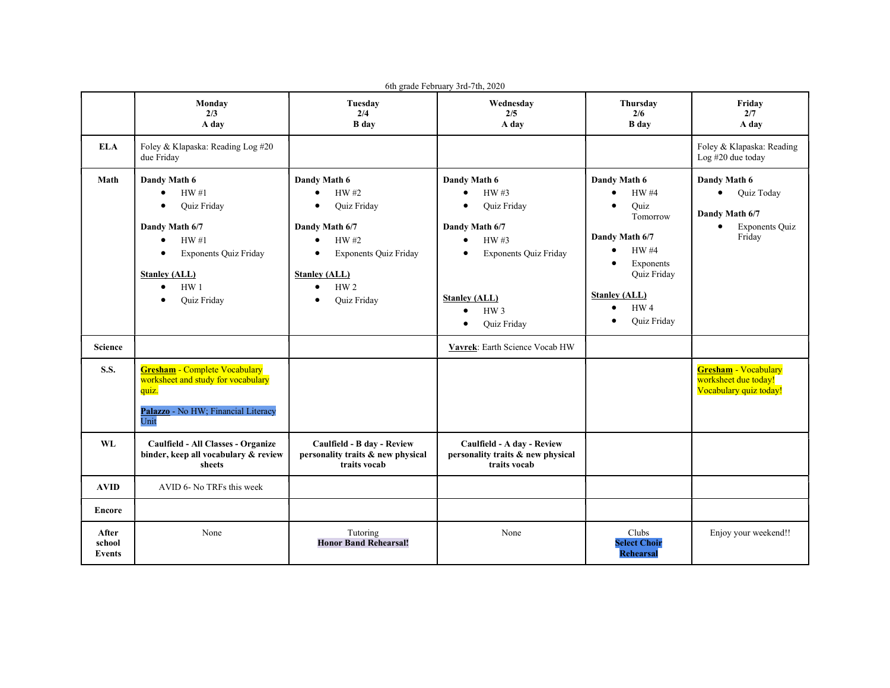6th grade February 3rd-7th, 2020

| | **Monday 2/3 A day** | **Tuesday 2/4 B day** | **Wednesday 2/5 A day** | **Thursday 2/6 B day** | **Friday 2/7 A day** |
|---|---|---|---|---|---|
| **ELA** | Foley & Klapaska: Reading Log #20 due Friday | | | | Foley & Klapaska: Reading Log #20 due today |
| **Math** | **Dandy Math 6**<br>• HW #1<br>• Quiz Friday<br><br>**Dandy Math 6/7**<br>• HW #1<br>• Exponents Quiz Friday<br><br>**Stanley (ALL)**<br>• HW 1<br>• Quiz Friday | **Dandy Math 6**<br>• HW #2<br>• Quiz Friday<br><br>**Dandy Math 6/7**<br>• HW #2<br>• Exponents Quiz Friday<br><br>**Stanley (ALL)**<br>• HW 2<br>• Quiz Friday | **Dandy Math 6**<br>• HW #3<br>• Quiz Friday<br><br>**Dandy Math 6/7**<br>• HW #3<br>• Exponents Quiz Friday<br><br>**Stanley (ALL)**<br>• HW 3<br>• Quiz Friday | **Dandy Math 6**<br>• HW #4<br>• Quiz Tomorrow<br><br>**Dandy Math 6/7**<br>• HW #4<br>• Exponents Quiz Friday<br><br>**Stanley (ALL)**<br>• HW 4<br>• Quiz Friday | **Dandy Math 6**<br>• Quiz Today<br><br>**Dandy Math 6/7**<br>• Exponents Quiz Friday |
| **Science** | | | **Vavrek**: Earth Science Vocab HW | | |
| **S.S.** | **Gresham** - Complete Vocabulary worksheet and study for vocabulary quiz.<br><br>**Palazzo** - No HW; Financial Literacy Unit | | | | **Gresham** - Vocabulary worksheet due today! Vocabulary quiz today! |
| **WL** | **Caulfield - All Classes - Organize binder, keep all vocabulary & review sheets** | **Caulfield - B day - Review personality traits & new physical traits vocab** | **Caulfield - A day - Review personality traits & new physical traits vocab** | | |
| **AVID** | AVID 6- No TRFs this week | | | | |
| **Encore** | | | | | |
| **After school Events** | None | Tutoring<br>**Honor Band Rehearsal!** | None | Clubs<br>**Select Choir Rehearsal** | Enjoy your weekend!! |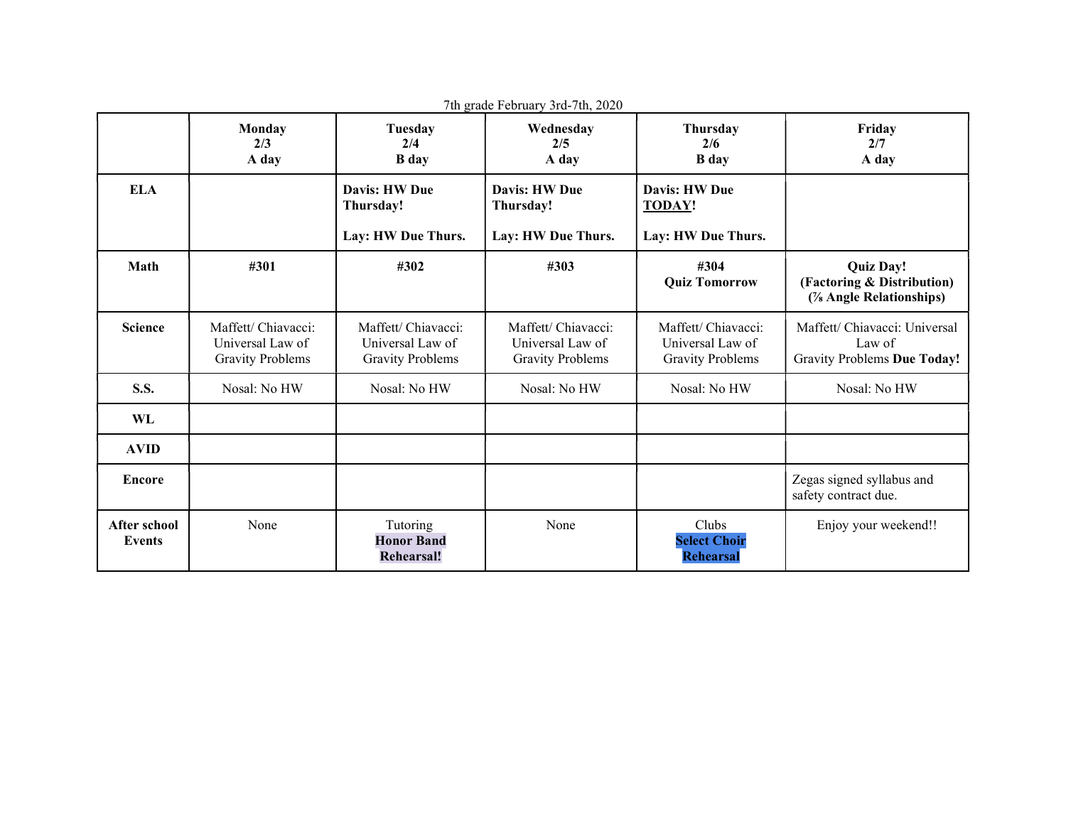7th grade February 3rd-7th, 2020

| | **Monday 2/3 A day** | **Tuesday 2/4 B day** | **Wednesday 2/5 A day** | **Thursday 2/6 B day** | **Friday 2/7 A day** |
|---|---|---|---|---|---|
| **ELA** | | **Davis: HW Due Thursday!** **Lay: HW Due Thurs.** | **Davis: HW Due Thursday!** **Lay: HW Due Thurs.** | **Davis: HW Due TODAY!** **Lay: HW Due Thurs.** | |
| **Math** | **#301** | **#302** | **#303** | **#304 Quiz Tomorrow** | **Quiz Day! (Factoring & Distribution) (7/8 Angle Relationships)** |
| **Science** | Maffett/ Chiavacci: Universal Law of Gravity Problems | Maffett/ Chiavacci: Universal Law of Gravity Problems | Maffett/ Chiavacci: Universal Law of Gravity Problems | Maffett/ Chiavacci: Universal Law of Gravity Problems | Maffett/ Chiavacci: Universal Law of Gravity Problems **Due Today!** |
| **S.S.** | Nosal: No HW | Nosal: No HW | Nosal: No HW | Nosal: No HW | Nosal: No HW |
| **WL** | | | | | |
| **AVID** | | | | | |
| **Encore** | | | | | Zegas signed syllabus and safety contract due. |
| **After school Events** | None | Tutoring **Honor Band Rehearsal!** | None | Clubs **Select Choir Rehearsal** | Enjoy your weekend!! |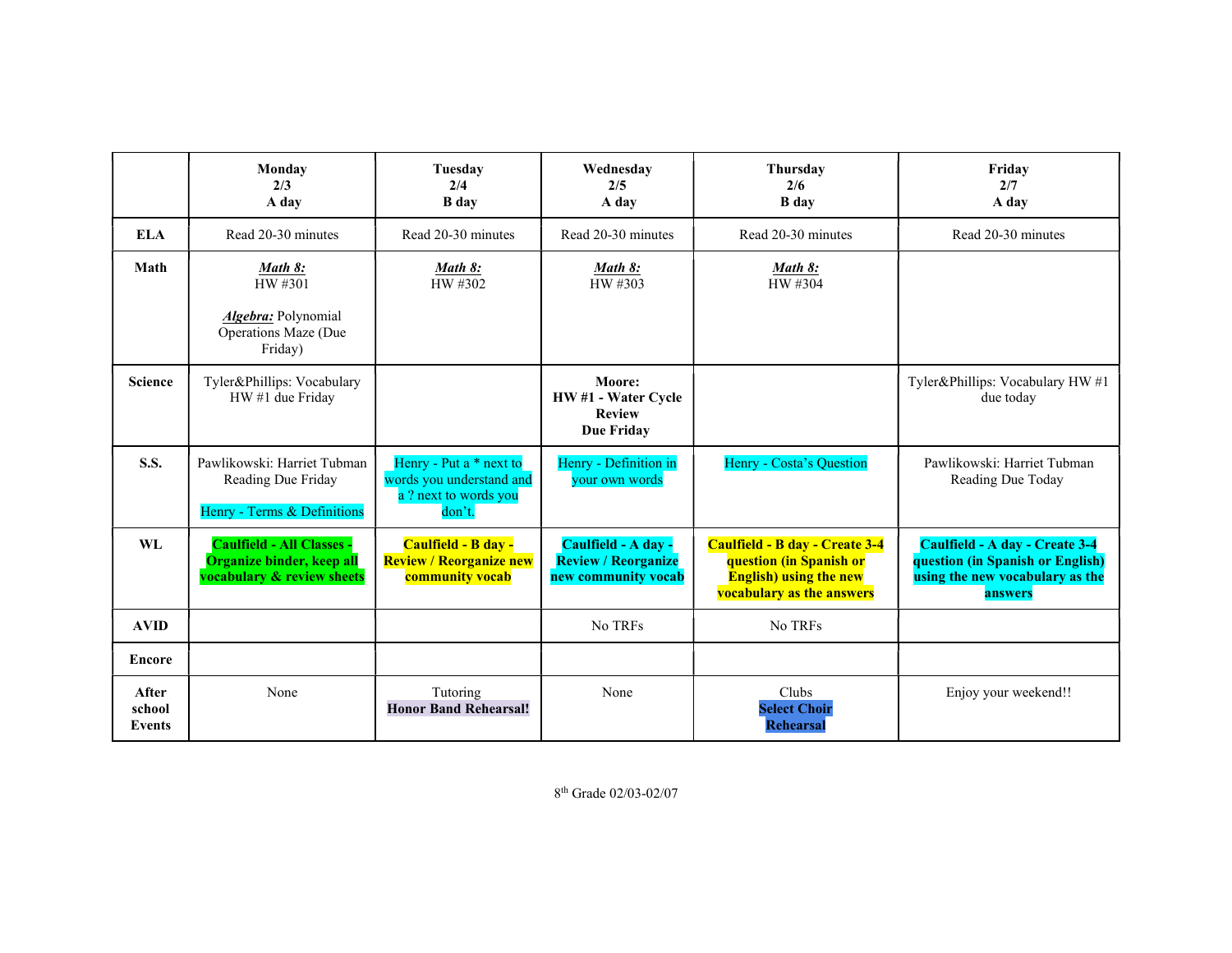| | **Monday 2/3 A day** | **Tuesday 2/4 B day** | **Wednesday 2/5 A day** | **Thursday 2/6 B day** | **Friday 2/7 A day** |
|---|---|---|---|---|---|
| **ELA** | Read 20-30 minutes | Read 20-30 minutes | Read 20-30 minutes | Read 20-30 minutes | Read 20-30 minutes |
| **Math** | ***Math 8:*** HW #301<br><br>***Algebra:*** Polynomial Operations Maze (Due Friday) | ***Math 8:*** HW #302 | ***Math 8:*** HW #303 | ***Math 8:*** HW #304 | |
| **Science** | Tyler&Phillips: Vocabulary HW #1 due Friday | | **Moore: HW #1 - Water Cycle Review Due Friday** | | Tyler&Phillips: Vocabulary HW #1 due today |
| **S.S.** | Pawlikowski: Harriet Tubman Reading Due Friday<br><br>Henry - Terms & Definitions | Henry - Put a * next to words you understand and a ? next to words you don't. | Henry - Definition in your own words | Henry - Costa's Question | Pawlikowski: Harriet Tubman Reading Due Today |
| **WL** | **Caulfield - All Classes - Organize binder, keep all vocabulary & review sheets** | **Caulfield - B day - Review / Reorganize new community vocab** | **Caulfield - A day - Review / Reorganize new community vocab** | **Caulfield - B day - Create 3-4 question (in Spanish or English) using the new vocabulary as the answers** | **Caulfield - A day - Create 3-4 question (in Spanish or English) using the new vocabulary as the answers** |
| **AVID** | | | No TRFs | No TRFs | |
| **Encore** | | | | | |
| **After school Events** | None | Tutoring<br>**Honor Band Rehearsal!** | None | Clubs<br>**Select Choir Rehearsal** | Enjoy your weekend!! |

8th Grade 02/03-02/07